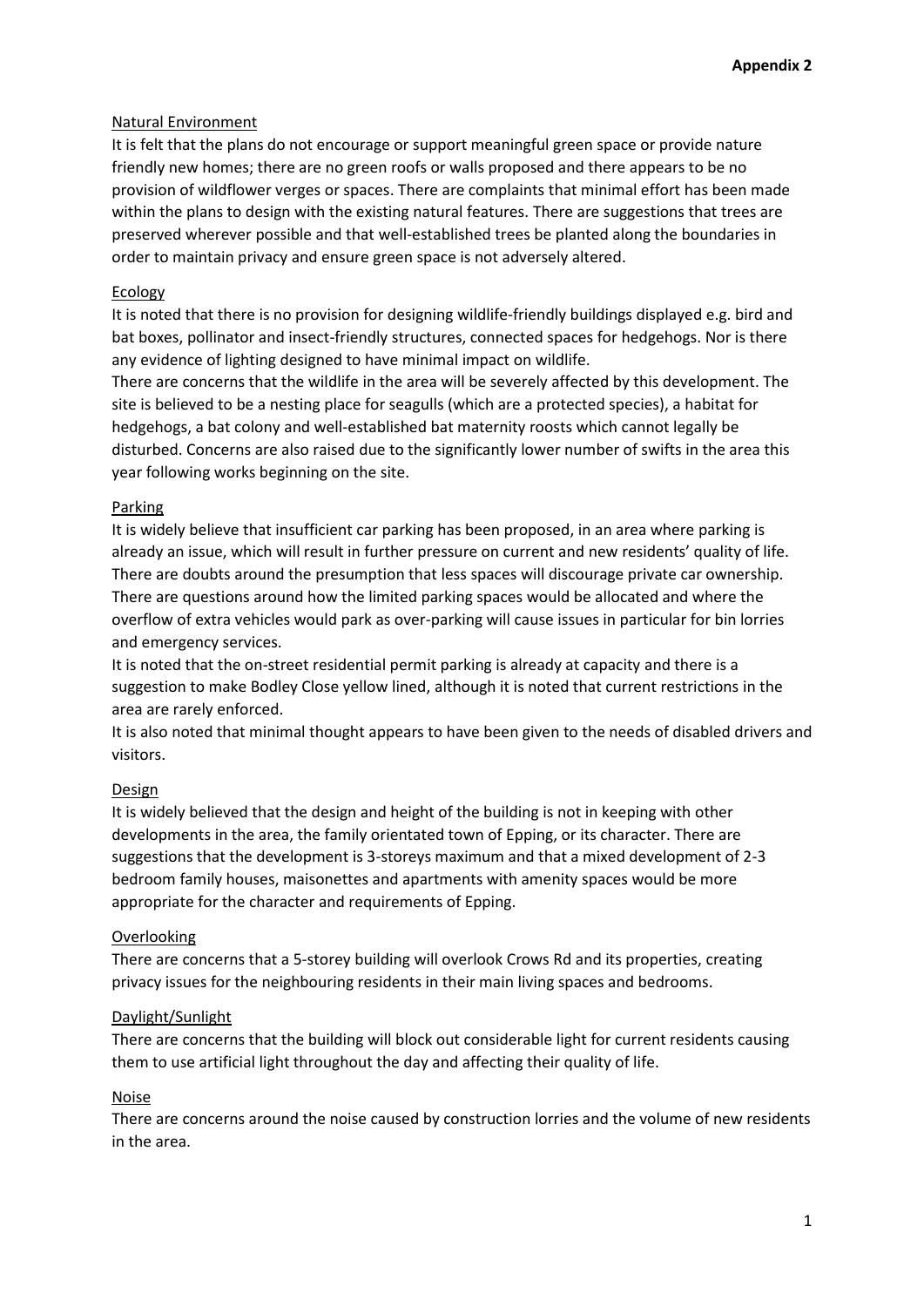**Appendix 2**

<u>Natural Environment</u>

It is felt that the plans do not encourage or support meaningful green space or provide nature friendly new homes; there are no green roofs or walls proposed and there appears to be no provision of wildflower verges or spaces. There are complaints that minimal effort has been made within the plans to design with the existing natural features. There are suggestions that trees are preserved wherever possible and that well-established trees be planted along the boundaries in order to maintain privacy and ensure green space is not adversely altered.

<u>Ecology</u>

It is noted that there is no provision for designing wildlife-friendly buildings displayed e.g. bird and bat boxes, pollinator and insect-friendly structures, connected spaces for hedgehogs. Nor is there any evidence of lighting designed to have minimal impact on wildlife.

There are concerns that the wildlife in the area will be severely affected by this development. The site is believed to be a nesting place for seagulls (which are a protected species), a habitat for hedgehogs, a bat colony and well-established bat maternity roosts which cannot legally be disturbed. Concerns are also raised due to the significantly lower number of swifts in the area this year following works beginning on the site.

<u>Parking</u>

It is widely believe that insufficient car parking has been proposed, in an area where parking is already an issue, which will result in further pressure on current and new residents' quality of life. There are doubts around the presumption that less spaces will discourage private car ownership. There are questions around how the limited parking spaces would be allocated and where the overflow of extra vehicles would park as over-parking will cause issues in particular for bin lorries and emergency services.

It is noted that the on-street residential permit parking is already at capacity and there is a suggestion to make Bodley Close yellow lined, although it is noted that current restrictions in the area are rarely enforced.

It is also noted that minimal thought appears to have been given to the needs of disabled drivers and visitors.

<u>Design</u>

It is widely believed that the design and height of the building is not in keeping with other developments in the area, the family orientated town of Epping, or its character. There are suggestions that the development is 3-storeys maximum and that a mixed development of 2-3 bedroom family houses, maisonettes and apartments with amenity spaces would be more appropriate for the character and requirements of Epping.

<u>Overlooking</u>

There are concerns that a 5-storey building will overlook Crows Rd and its properties, creating privacy issues for the neighbouring residents in their main living spaces and bedrooms.

<u>Daylight/Sunlight</u>

There are concerns that the building will block out considerable light for current residents causing them to use artificial light throughout the day and affecting their quality of life.

<u>Noise</u>

There are concerns around the noise caused by construction lorries and the volume of new residents in the area.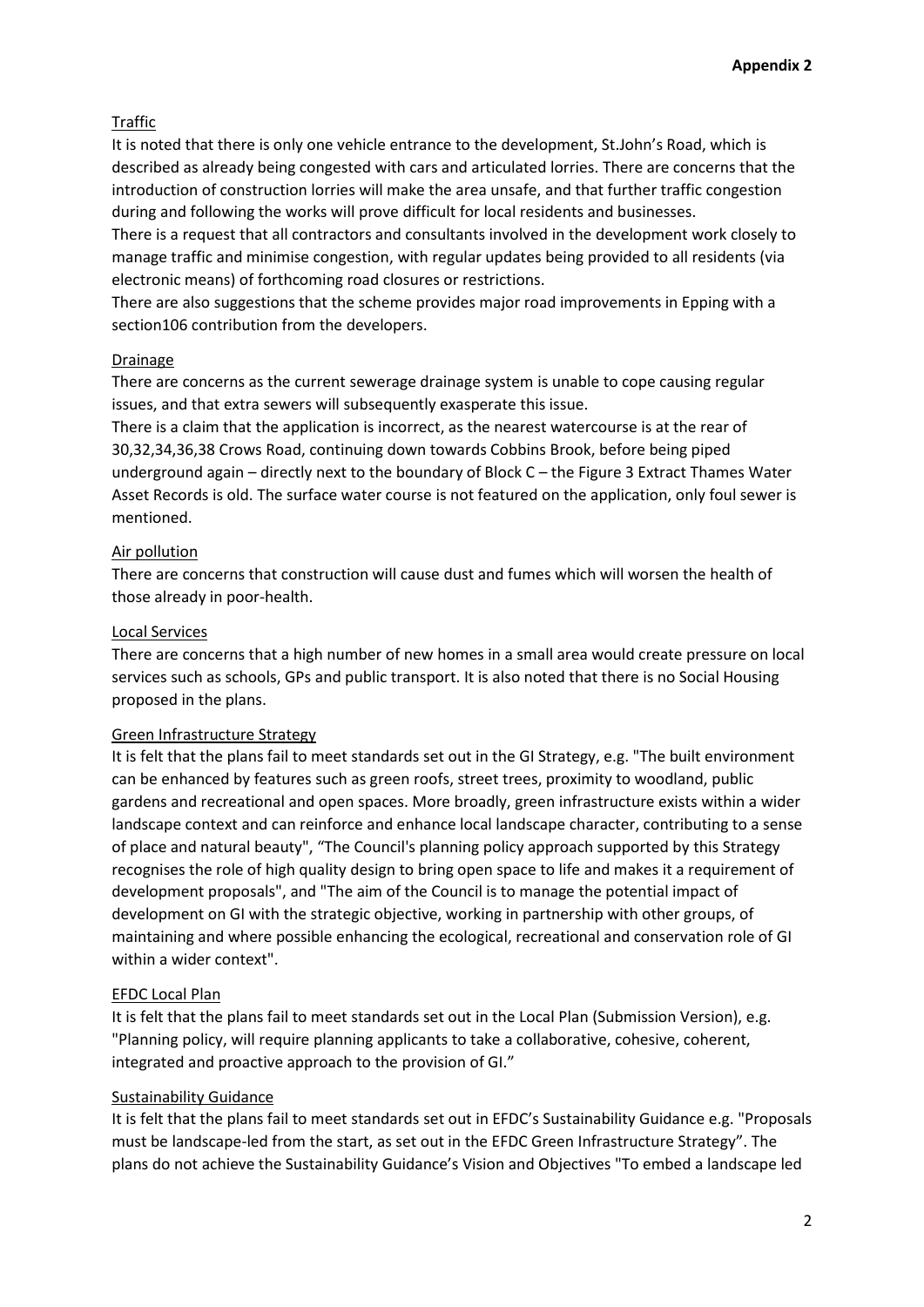**Appendix 2**

Traffic

It is noted that there is only one vehicle entrance to the development, St.John's Road, which is described as already being congested with cars and articulated lorries. There are concerns that the introduction of construction lorries will make the area unsafe, and that further traffic congestion during and following the works will prove difficult for local residents and businesses.

There is a request that all contractors and consultants involved in the development work closely to manage traffic and minimise congestion, with regular updates being provided to all residents (via electronic means) of forthcoming road closures or restrictions.

There are also suggestions that the scheme provides major road improvements in Epping with a section106 contribution from the developers.

Drainage

There are concerns as the current sewerage drainage system is unable to cope causing regular issues, and that extra sewers will subsequently exasperate this issue.

There is a claim that the application is incorrect, as the nearest watercourse is at the rear of 30,32,34,36,38 Crows Road, continuing down towards Cobbins Brook, before being piped underground again – directly next to the boundary of Block C – the Figure 3 Extract Thames Water Asset Records is old. The surface water course is not featured on the application, only foul sewer is mentioned.

Air pollution

There are concerns that construction will cause dust and fumes which will worsen the health of those already in poor-health.

Local Services

There are concerns that a high number of new homes in a small area would create pressure on local services such as schools, GPs and public transport. It is also noted that there is no Social Housing proposed in the plans.

Green Infrastructure Strategy

It is felt that the plans fail to meet standards set out in the GI Strategy, e.g. "The built environment can be enhanced by features such as green roofs, street trees, proximity to woodland, public gardens and recreational and open spaces. More broadly, green infrastructure exists within a wider landscape context and can reinforce and enhance local landscape character, contributing to a sense of place and natural beauty", "The Council's planning policy approach supported by this Strategy recognises the role of high quality design to bring open space to life and makes it a requirement of development proposals", and "The aim of the Council is to manage the potential impact of development on GI with the strategic objective, working in partnership with other groups, of maintaining and where possible enhancing the ecological, recreational and conservation role of GI within a wider context".

EFDC Local Plan

It is felt that the plans fail to meet standards set out in the Local Plan (Submission Version), e.g. "Planning policy, will require planning applicants to take a collaborative, cohesive, coherent, integrated and proactive approach to the provision of GI."

Sustainability Guidance

It is felt that the plans fail to meet standards set out in EFDC's Sustainability Guidance e.g. "Proposals must be landscape-led from the start, as set out in the EFDC Green Infrastructure Strategy". The plans do not achieve the Sustainability Guidance's Vision and Objectives "To embed a landscape led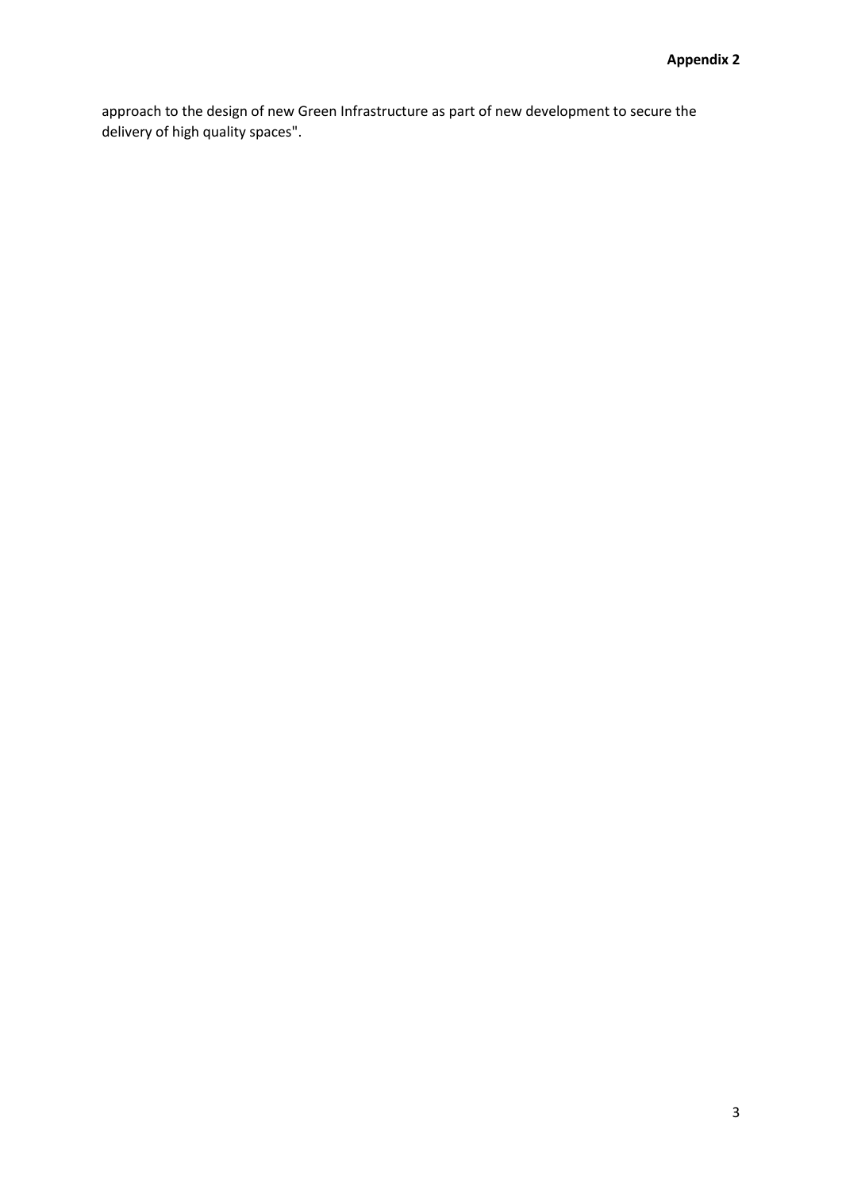approach to the design of new Green Infrastructure as part of new development to secure the delivery of high quality spaces".